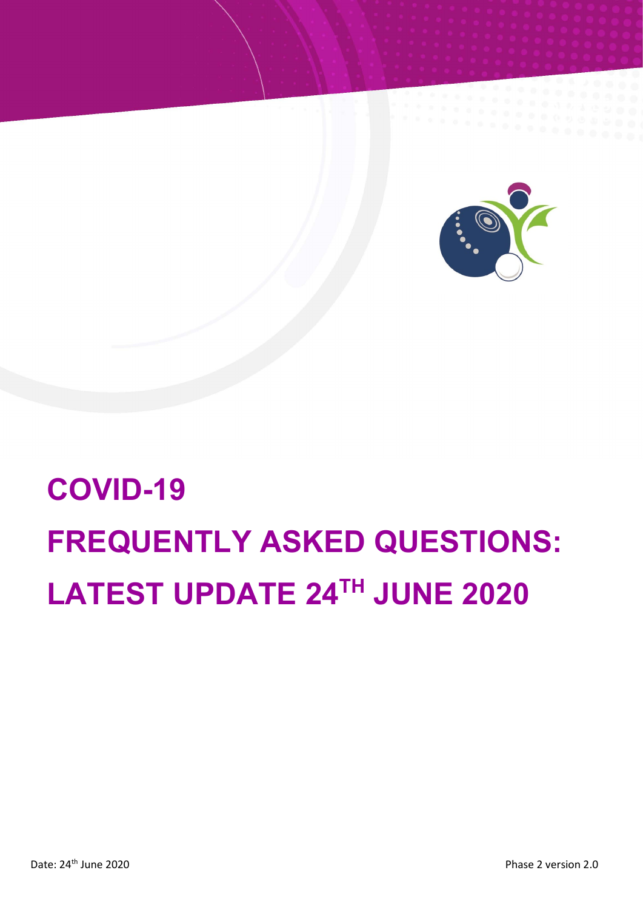# COVID-19

# FREQUENTLY ASKED QUESTIONS: LATEST UPDATE 24TH JUNE 2020

Date: 24th June 2020

Phase 2 version 2.0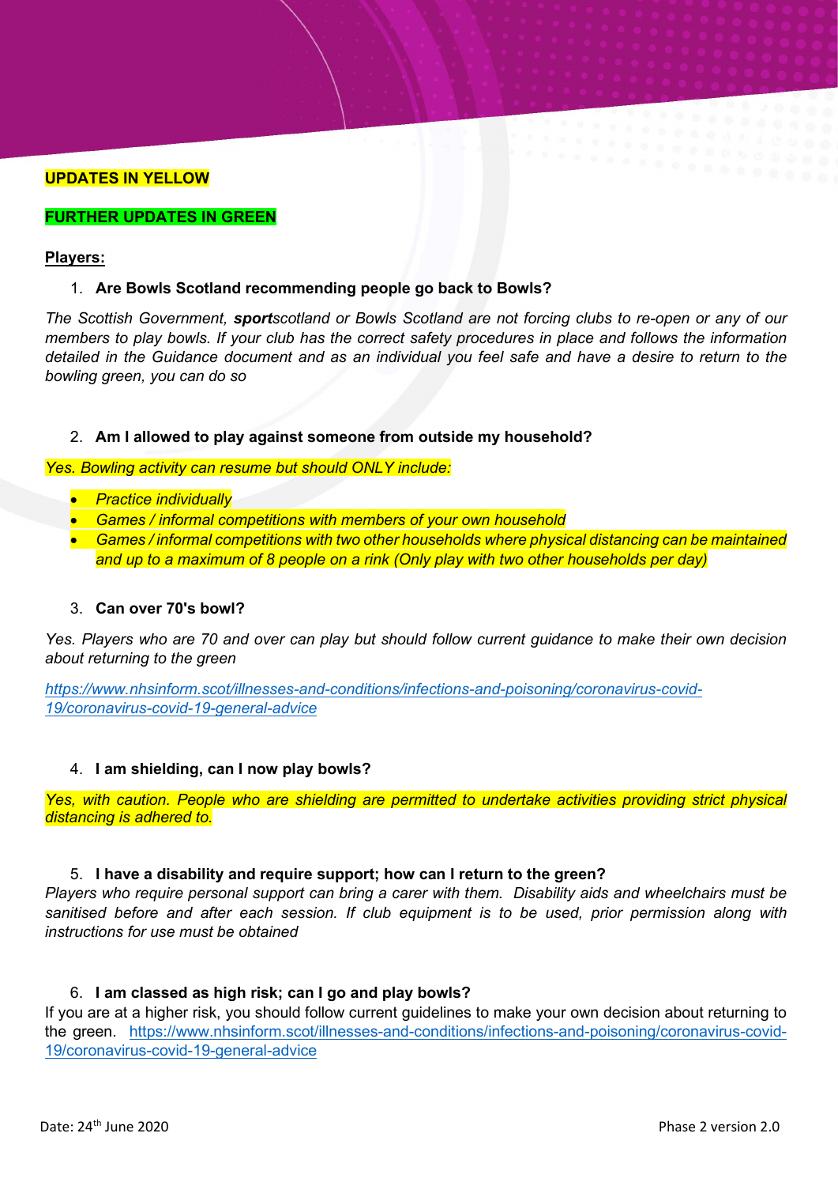**UPDATES IN YELLOW**

**FURTHER UPDATES IN GREEN**

**Players:**

1. **Are Bowls Scotland recommending people go back to Bowls?**

*The Scottish Government, **sport**scotland or Bowls Scotland are not forcing clubs to re-open or any of our members to play bowls. If your club has the correct safety procedures in place and follows the information detailed in the Guidance document and as an individual you feel safe and have a desire to return to the bowling green, you can do so*

2. **Am I allowed to play against someone from outside my household?**

*Yes. Bowling activity can resume but should ONLY include:*

- *Practice individually*
- *Games / informal competitions with members of your own household*
- *Games / informal competitions with two other households where physical distancing can be maintained and up to a maximum of 8 people on a rink (Only play with two other households per day)*

3. **Can over 70's bowl?**

*Yes. Players who are 70 and over can play but should follow current guidance to make their own decision about returning to the green*

*https://www.nhsinform.scot/illnesses-and-conditions/infections-and-poisoning/coronavirus-covid-19/coronavirus-covid-19-general-advice*

4. **I am shielding, can I now play bowls?**

*Yes, with caution. People who are shielding are permitted to undertake activities providing strict physical distancing is adhered to.*

5. **I have a disability and require support; how can I return to the green?**

*Players who require personal support can bring a carer with them. Disability aids and wheelchairs must be sanitised before and after each session. If club equipment is to be used, prior permission along with instructions for use must be obtained*

6. **I am classed as high risk; can I go and play bowls?**

If you are at a higher risk, you should follow current guidelines to make your own decision about returning to the green. https://www.nhsinform.scot/illnesses-and-conditions/infections-and-poisoning/coronavirus-covid-19/coronavirus-covid-19-general-advice

Date: 24th June 2020 Phase 2 version 2.0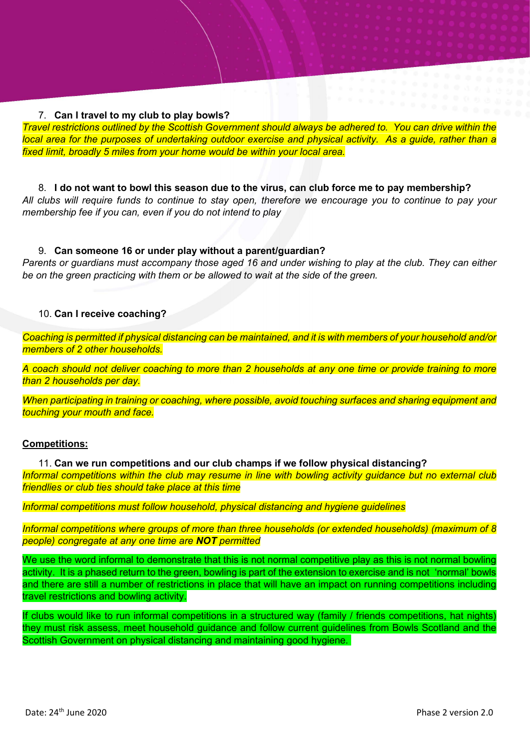7. **Can I travel to my club to play bowls?**

*Travel restrictions outlined by the Scottish Government should always be adhered to. You can drive within the local area for the purposes of undertaking outdoor exercise and physical activity. As a guide, rather than a fixed limit, broadly 5 miles from your home would be within your local area.*

8. **I do not want to bowl this season due to the virus, can club force me to pay membership?**

*All clubs will require funds to continue to stay open, therefore we encourage you to continue to pay your membership fee if you can, even if you do not intend to play*

9. **Can someone 16 or under play without a parent/guardian?**

*Parents or guardians must accompany those aged 16 and under wishing to play at the club. They can either be on the green practicing with them or be allowed to wait at the side of the green.*

10. **Can I receive coaching?**

*Coaching is permitted if physical distancing can be maintained, and it is with members of your household and/or members of 2 other households.*

*A coach should not deliver coaching to more than 2 households at any one time or provide training to more than 2 households per day.*

*When participating in training or coaching, where possible, avoid touching surfaces and sharing equipment and touching your mouth and face.*

**Competitions:**

11. **Can we run competitions and our club champs if we follow physical distancing?**

*Informal competitions within the club may resume in line with bowling activity guidance but no external club friendlies or club ties should take place at this time*

*Informal competitions must follow household, physical distancing and hygiene guidelines*

*Informal competitions where groups of more than three households (or extended households) (maximum of 8 people) congregate at any one time are **NOT** permitted*

We use the word informal to demonstrate that this is not normal competitive play as this is not normal bowling activity. It is a phased return to the green, bowling is part of the extension to exercise and is not 'normal' bowls and there are still a number of restrictions in place that will have an impact on running competitions including travel restrictions and bowling activity.

If clubs would like to run informal competitions in a structured way (family / friends competitions, hat nights) they must risk assess, meet household guidance and follow current guidelines from Bowls Scotland and the Scottish Government on physical distancing and maintaining good hygiene.

Date: 24th June 2020 Phase 2 version 2.0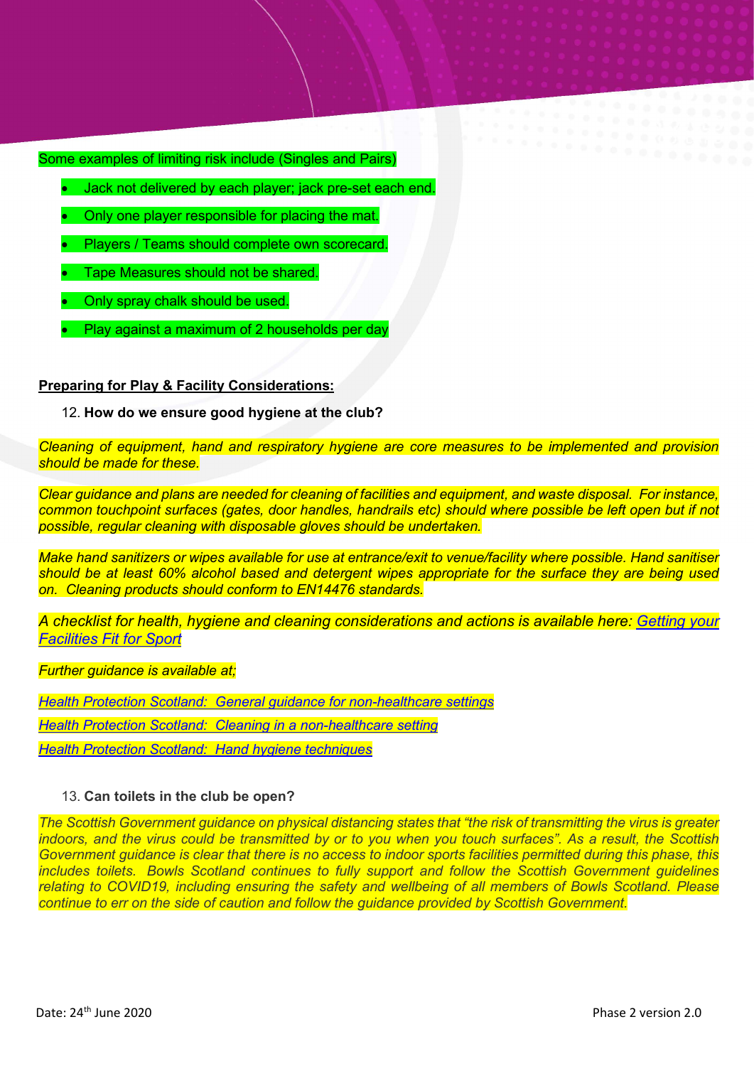Some examples of limiting risk include (Singles and Pairs)

- Jack not delivered by each player; jack pre-set each end.
- Only one player responsible for placing the mat.
- Players / Teams should complete own scorecard.
- Tape Measures should not be shared.
- Only spray chalk should be used.
- Play against a maximum of 2 households per day

**Preparing for Play & Facility Considerations:**

12. **How do we ensure good hygiene at the club?**

*Cleaning of equipment, hand and respiratory hygiene are core measures to be implemented and provision should be made for these.*

*Clear guidance and plans are needed for cleaning of facilities and equipment, and waste disposal. For instance, common touchpoint surfaces (gates, door handles, handrails etc) should where possible be left open but if not possible, regular cleaning with disposable gloves should be undertaken.*

*Make hand sanitizers or wipes available for use at entrance/exit to venue/facility where possible. Hand sanitiser should be at least 60% alcohol based and detergent wipes appropriate for the surface they are being used on. Cleaning products should conform to EN14476 standards.*

*A checklist for health, hygiene and cleaning considerations and actions is available here: Getting your Facilities Fit for Sport*

*Further guidance is available at;*

*Health Protection Scotland: General guidance for non-healthcare settings*

*Health Protection Scotland: Cleaning in a non-healthcare setting*

*Health Protection Scotland: Hand hygiene techniques*

13. **Can toilets in the club be open?**

*The Scottish Government guidance on physical distancing states that "the risk of transmitting the virus is greater indoors, and the virus could be transmitted by or to you when you touch surfaces". As a result, the Scottish Government guidance is clear that there is no access to indoor sports facilities permitted during this phase, this includes toilets. Bowls Scotland continues to fully support and follow the Scottish Government guidelines relating to COVID19, including ensuring the safety and wellbeing of all members of Bowls Scotland. Please continue to err on the side of caution and follow the guidance provided by Scottish Government.*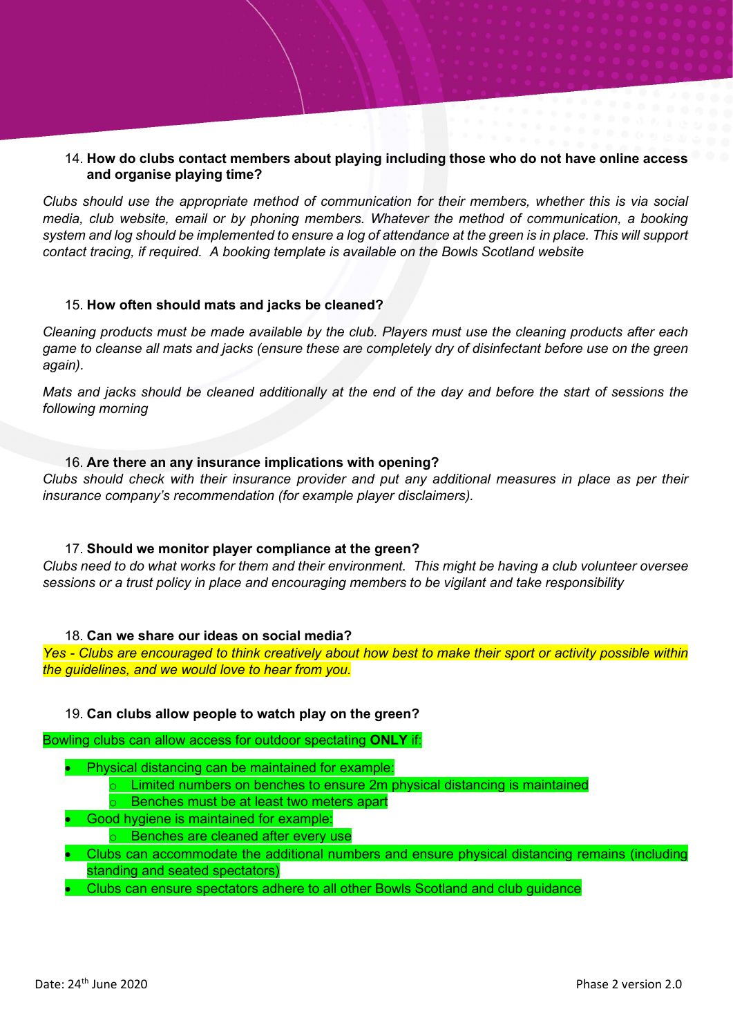14. **How do clubs contact members about playing including those who do not have online access and organise playing time?**

*Clubs should use the appropriate method of communication for their members, whether this is via social media, club website, email or by phoning members. Whatever the method of communication, a booking system and log should be implemented to ensure a log of attendance at the green is in place. This will support contact tracing, if required. A booking template is available on the Bowls Scotland website*

15. **How often should mats and jacks be cleaned?**

*Cleaning products must be made available by the club. Players must use the cleaning products after each game to cleanse all mats and jacks (ensure these are completely dry of disinfectant before use on the green again).*

*Mats and jacks should be cleaned additionally at the end of the day and before the start of sessions the following morning*

16. **Are there an any insurance implications with opening?**

*Clubs should check with their insurance provider and put any additional measures in place as per their insurance company's recommendation (for example player disclaimers).*

17. **Should we monitor player compliance at the green?**

*Clubs need to do what works for them and their environment. This might be having a club volunteer oversee sessions or a trust policy in place and encouraging members to be vigilant and take responsibility*

18. **Can we share our ideas on social media?**

*Yes - Clubs are encouraged to think creatively about how best to make their sport or activity possible within the guidelines, and we would love to hear from you.*

19. **Can clubs allow people to watch play on the green?**

Bowling clubs can allow access for outdoor spectating **ONLY** if:

- Physical distancing can be maintained for example:
  - Limited numbers on benches to ensure 2m physical distancing is maintained
  - Benches must be at least two meters apart
- Good hygiene is maintained for example:
  - Benches are cleaned after every use
- Clubs can accommodate the additional numbers and ensure physical distancing remains (including standing and seated spectators)
- Clubs can ensure spectators adhere to all other Bowls Scotland and club guidance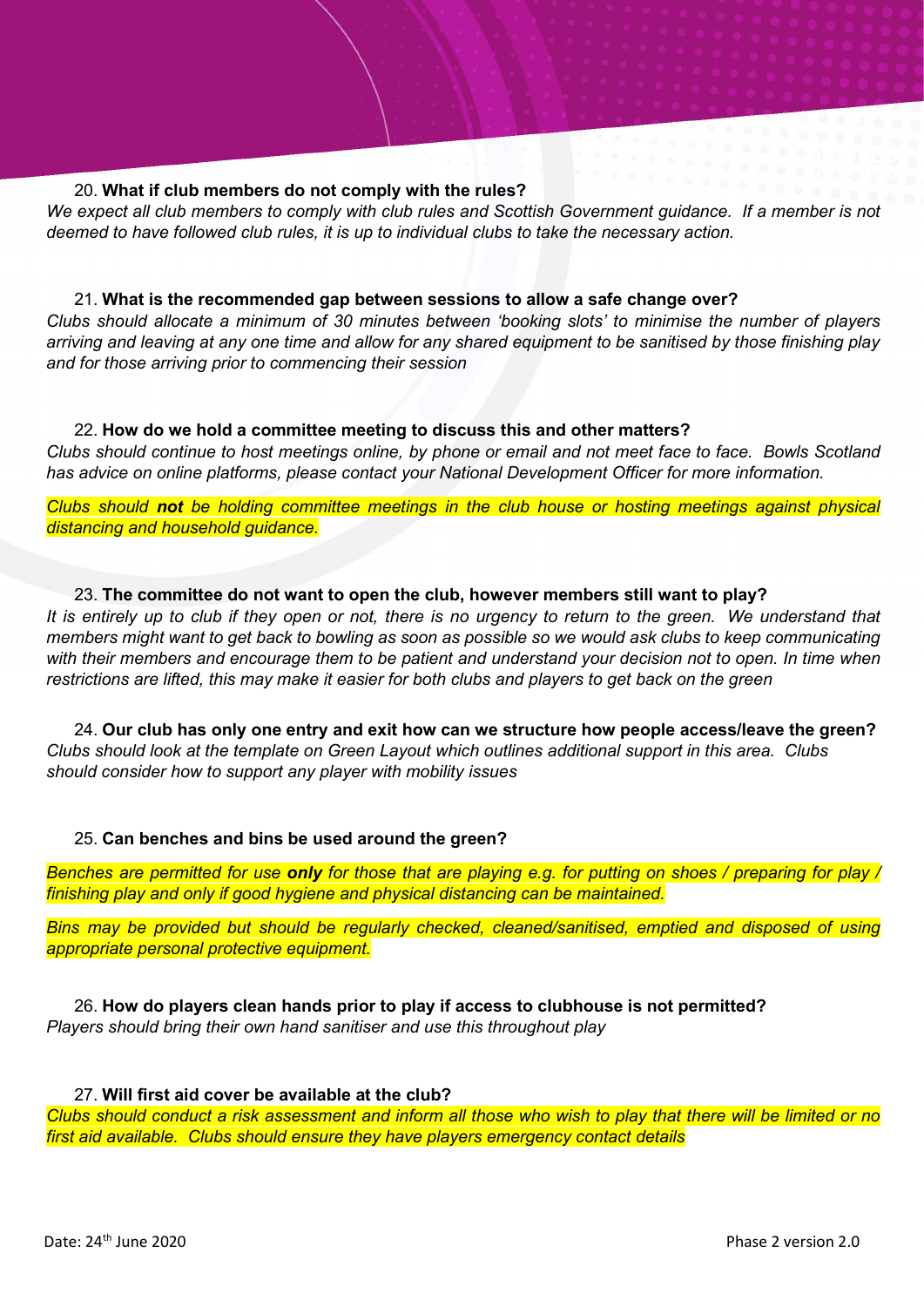20. **What if club members do not comply with the rules?**

*We expect all club members to comply with club rules and Scottish Government guidance. If a member is not deemed to have followed club rules, it is up to individual clubs to take the necessary action.*

21. **What is the recommended gap between sessions to allow a safe change over?**

*Clubs should allocate a minimum of 30 minutes between 'booking slots' to minimise the number of players arriving and leaving at any one time and allow for any shared equipment to be sanitised by those finishing play and for those arriving prior to commencing their session*

22. **How do we hold a committee meeting to discuss this and other matters?**

*Clubs should continue to host meetings online, by phone or email and not meet face to face. Bowls Scotland has advice on online platforms, please contact your National Development Officer for more information.*

*Clubs should **not** be holding committee meetings in the club house or hosting meetings against physical distancing and household guidance.*

23. **The committee do not want to open the club, however members still want to play?**

*It is entirely up to club if they open or not, there is no urgency to return to the green. We understand that members might want to get back to bowling as soon as possible so we would ask clubs to keep communicating with their members and encourage them to be patient and understand your decision not to open. In time when restrictions are lifted, this may make it easier for both clubs and players to get back on the green*

24. **Our club has only one entry and exit how can we structure how people access/leave the green?**

*Clubs should look at the template on Green Layout which outlines additional support in this area. Clubs should consider how to support any player with mobility issues*

25. **Can benches and bins be used around the green?**

*Benches are permitted for use **only** for those that are playing e.g. for putting on shoes / preparing for play / finishing play and only if good hygiene and physical distancing can be maintained.*

*Bins may be provided but should be regularly checked, cleaned/sanitised, emptied and disposed of using appropriate personal protective equipment.*

26. **How do players clean hands prior to play if access to clubhouse is not permitted?**

*Players should bring their own hand sanitiser and use this throughout play*

27. **Will first aid cover be available at the club?**

*Clubs should conduct a risk assessment and inform all those who wish to play that there will be limited or no first aid available. Clubs should ensure they have players emergency contact details*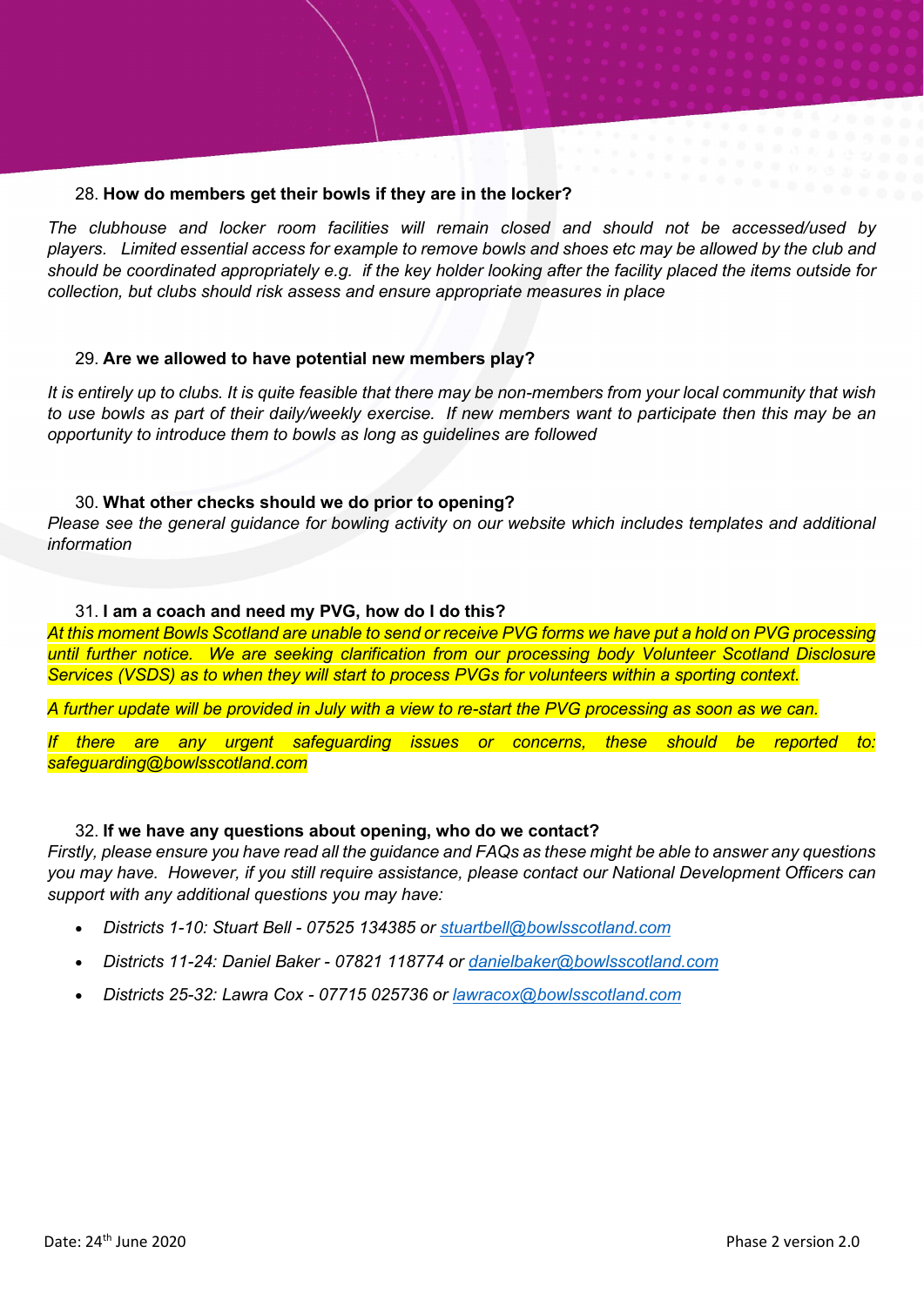28. **How do members get their bowls if they are in the locker?**

*The clubhouse and locker room facilities will remain closed and should not be accessed/used by players. Limited essential access for example to remove bowls and shoes etc may be allowed by the club and should be coordinated appropriately e.g. if the key holder looking after the facility placed the items outside for collection, but clubs should risk assess and ensure appropriate measures in place*

29. **Are we allowed to have potential new members play?**

*It is entirely up to clubs. It is quite feasible that there may be non-members from your local community that wish to use bowls as part of their daily/weekly exercise. If new members want to participate then this may be an opportunity to introduce them to bowls as long as guidelines are followed*

30. **What other checks should we do prior to opening?**

*Please see the general guidance for bowling activity on our website which includes templates and additional information*

31. **I am a coach and need my PVG, how do I do this?**

*At this moment Bowls Scotland are unable to send or receive PVG forms we have put a hold on PVG processing until further notice. We are seeking clarification from our processing body Volunteer Scotland Disclosure Services (VSDS) as to when they will start to process PVGs for volunteers within a sporting context.*

*A further update will be provided in July with a view to re-start the PVG processing as soon as we can.*

*If there are any urgent safeguarding issues or concerns, these should be reported to: safeguarding@bowlsscotland.com*

32. **If we have any questions about opening, who do we contact?**

*Firstly, please ensure you have read all the guidance and FAQs as these might be able to answer any questions you may have. However, if you still require assistance, please contact our National Development Officers can support with any additional questions you may have:*

- *Districts 1-10: Stuart Bell - 07525 134385 or stuartbell@bowlsscotland.com*
- *Districts 11-24: Daniel Baker - 07821 118774 or danielbaker@bowlsscotland.com*
- *Districts 25-32: Lawra Cox - 07715 025736 or lawracox@bowlsscotland.com*

Date: 24th June 2020 Phase 2 version 2.0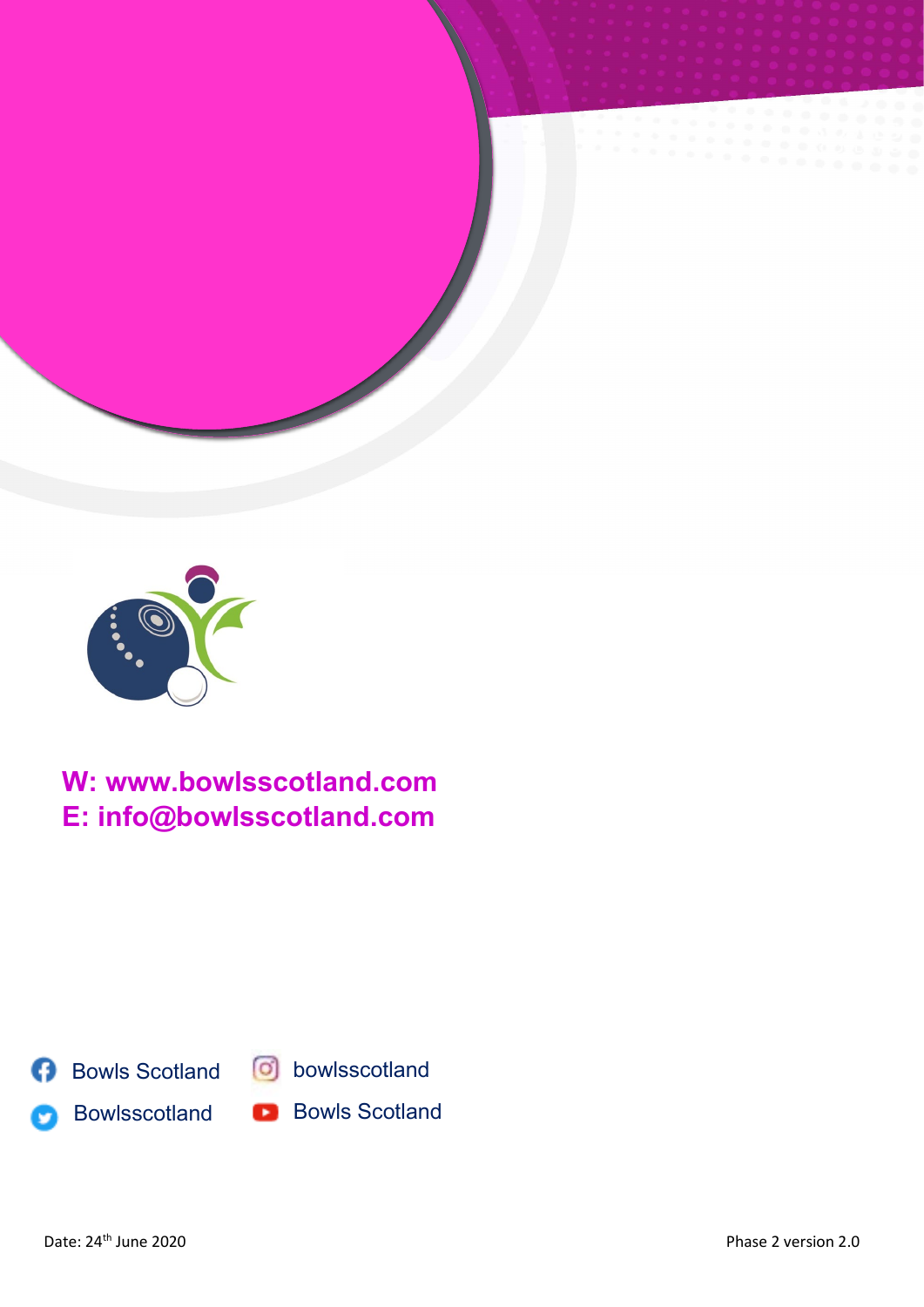**W: www.bowlsscotland.com**
**E: info@bowlsscotland.com**

Bowls Scotland

bowlsscotland

Bowlsscotland

Bowls Scotland

Date: 24th June 2020

Phase 2 version 2.0